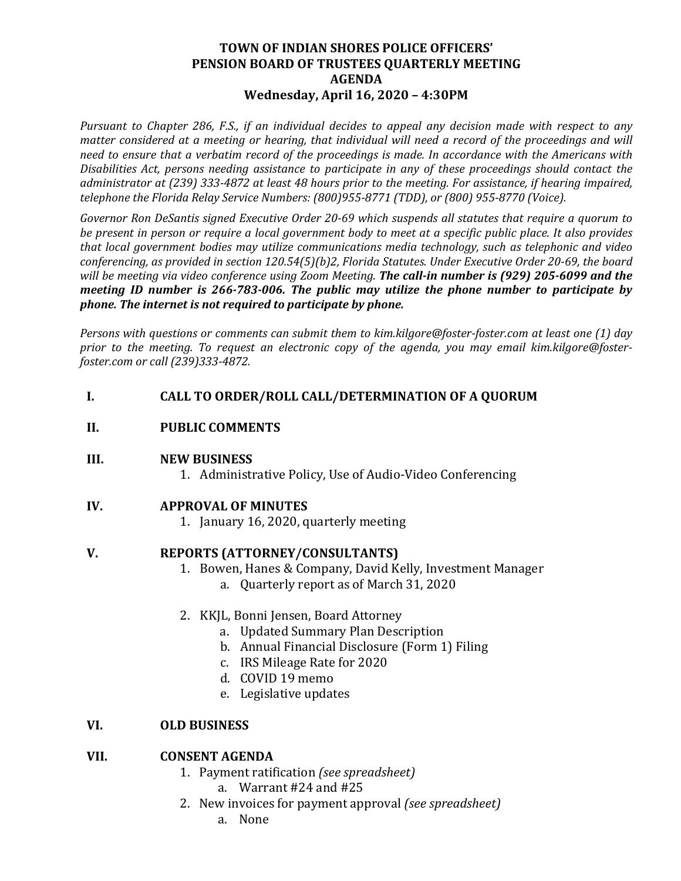# TOWN OF INDIAN SHORES POLICE OFFICERS' PENSION BOARD OF TRUSTEES QUARTERLY MEETING AGENDA

## Wednesday, April 16, 2020 – 4:30PM

*Pursuant to Chapter 286, F.S., if an individual decides to appeal any decision made with respect to any matter considered at a meeting or hearing, that individual will need a record of the proceedings and will need to ensure that a verbatim record of the proceedings is made. In accordance with the Americans with Disabilities Act, persons needing assistance to participate in any of these proceedings should contact the administrator at (239) 333-4872 at least 48 hours prior to the meeting. For assistance, if hearing impaired, telephone the Florida Relay Service Numbers: (800)955-8771 (TDD), or (800) 955-8770 (Voice).*

*Governor Ron DeSantis signed Executive Order 20-69 which suspends all statutes that require a quorum to be present in person or require a local government body to meet at a specific public place. It also provides that local government bodies may utilize communications media technology, such as telephonic and video conferencing, as provided in section 120.54(5)(b)2, Florida Statutes. Under Executive Order 20-69, the board will be meeting via video conference using Zoom Meeting.* ***The call-in number is (929) 205-6099 and the meeting ID number is 266-783-006. The public may utilize the phone number to participate by phone. The internet is not required to participate by phone.***

*Persons with questions or comments can submit them to kim.kilgore@foster-foster.com at least one (1) day prior to the meeting. To request an electronic copy of the agenda, you may email kim.kilgore@foster-foster.com or call (239)333-4872.*

**I. CALL TO ORDER/ROLL CALL/DETERMINATION OF A QUORUM**

**II. PUBLIC COMMENTS**

**III. NEW BUSINESS**

1. Administrative Policy, Use of Audio-Video Conferencing

**IV. APPROVAL OF MINUTES**

1. January 16, 2020, quarterly meeting

**V. REPORTS (ATTORNEY/CONSULTANTS)**

1. Bowen, Hanes & Company, David Kelly, Investment Manager
   a. Quarterly report as of March 31, 2020

2. KKJL, Bonni Jensen, Board Attorney
   a. Updated Summary Plan Description
   b. Annual Financial Disclosure (Form 1) Filing
   c. IRS Mileage Rate for 2020
   d. COVID 19 memo
   e. Legislative updates

**VI. OLD BUSINESS**

**VII. CONSENT AGENDA**

1. Payment ratification *(see spreadsheet)*
   a. Warrant #24 and #25
2. New invoices for payment approval *(see spreadsheet)*
   a. None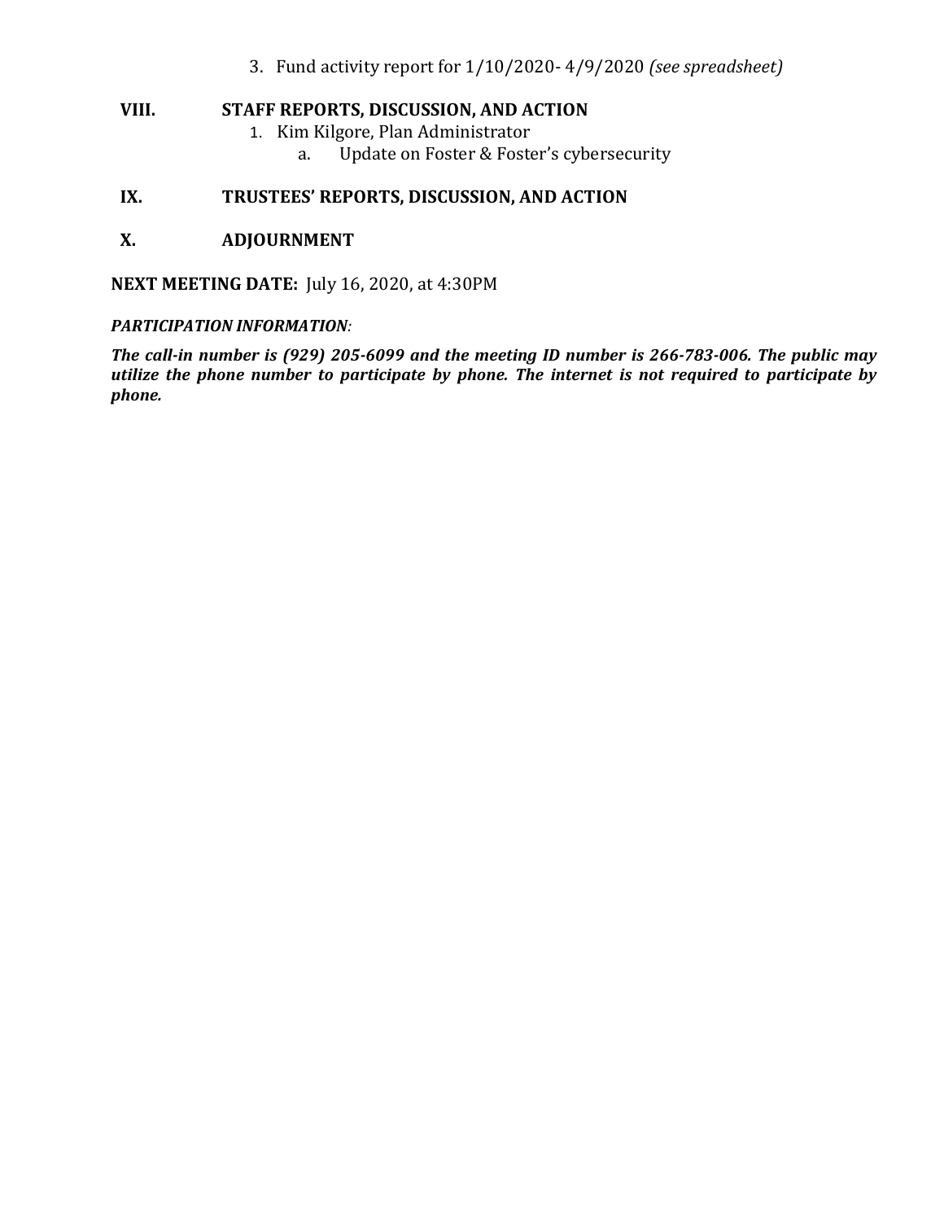3. Fund activity report for 1/10/2020- 4/9/2020 *(see spreadsheet)*

## VIII. STAFF REPORTS, DISCUSSION, AND ACTION

1. Kim Kilgore, Plan Administrator
   a. Update on Foster & Foster's cybersecurity

## IX. TRUSTEES' REPORTS, DISCUSSION, AND ACTION

## X. ADJOURNMENT

**NEXT MEETING DATE:** July 16, 2020, at 4:30PM

***PARTICIPATION INFORMATION:***

***The call-in number is (929) 205-6099 and the meeting ID number is 266-783-006. The public may utilize the phone number to participate by phone. The internet is not required to participate by phone.***